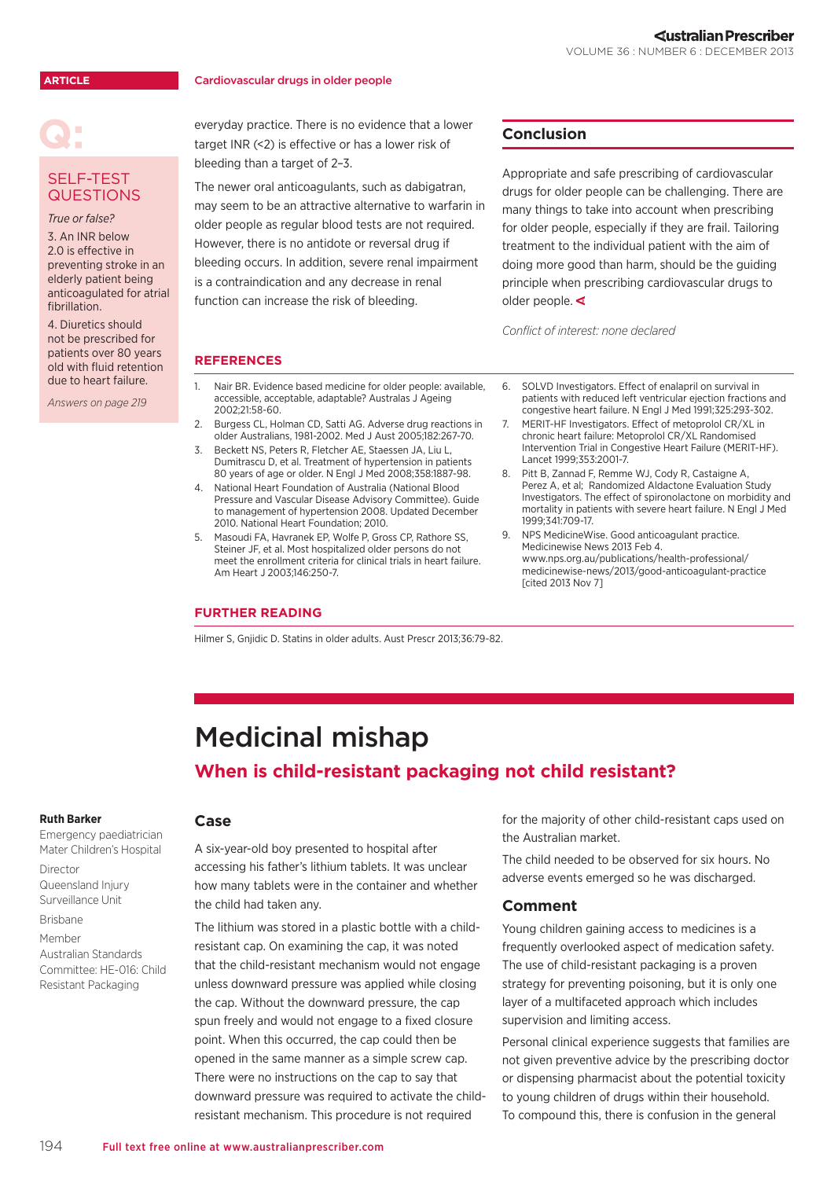everyday practice. There is no evidence that a lower target INR (<2) is effective or has a lower risk of bleeding than a target of 2–3.

The newer oral anticoagulants, such as dabigatran, may seem to be an attractive alternative to warfarin in older people as regular blood tests are not required. However, there is no antidote or reversal drug if bleeding occurs. In addition, severe renal impairment is a contraindication and any decrease in renal function can increase the risk of bleeding.

## Conclusion

Appropriate and safe prescribing of cardiovascular drugs for older people can be challenging. There are many things to take into account when prescribing for older people, especially if they are frail. Tailoring treatment to the individual patient with the aim of doing more good than harm, should be the guiding principle when prescribing cardiovascular drugs to older people.

*Conflict of interest: none declared*

### Q: SELF-TEST QUESTIONS

*True or false?*

3. An INR below 2.0 is effective in preventing stroke in an elderly patient being anticoagulated for atrial fibrillation.

4. Diuretics should not be prescribed for patients over 80 years old with fluid retention due to heart failure.

*Answers on page 219*

## REFERENCES

1. Nair BR. Evidence based medicine for older people: available, accessible, acceptable, adaptable? Australas J Ageing 2002;21:58-60.
2. Burgess CL, Holman CD, Satti AG. Adverse drug reactions in older Australians, 1981-2002. Med J Aust 2005;182:267-70.
3. Beckett NS, Peters R, Fletcher AE, Staessen JA, Liu L, Dumitrascu D, et al. Treatment of hypertension in patients 80 years of age or older. N Engl J Med 2008;358:1887-98.
4. National Heart Foundation of Australia (National Blood Pressure and Vascular Disease Advisory Committee). Guide to management of hypertension 2008. Updated December 2010. National Heart Foundation; 2010.
5. Masoudi FA, Havranek EP, Wolfe P, Gross CP, Rathore SS, Steiner JF, et al. Most hospitalized older persons do not meet the enrollment criteria for clinical trials in heart failure. Am Heart J 2003;146:250-7.
6. SOLVD Investigators. Effect of enalapril on survival in patients with reduced left ventricular ejection fractions and congestive heart failure. N Engl J Med 1991;325:293-302.
7. MERIT-HF Investigators. Effect of metoprolol CR/XL in chronic heart failure: Metoprolol CR/XL Randomised Intervention Trial in Congestive Heart Failure (MERIT-HF). Lancet 1999;353:2001-7.
8. Pitt B, Zannad F, Remme WJ, Cody R, Castaigne A, Perez A, et al; Randomized Aldactone Evaluation Study Investigators. The effect of spironolactone on morbidity and mortality in patients with severe heart failure. N Engl J Med 1999;341:709-17.
9. NPS MedicineWise. Good anticoagulant practice. Medicinewise News 2013 Feb 4. www.nps.org.au/publications/health-professional/medicinewise-news/2013/good-anticoagulant-practice [cited 2013 Nov 7]

## FURTHER READING

Hilmer S, Gnjidic D. Statins in older adults. Aust Prescr 2013;36:79-82.

# Medicinal mishap

## When is child-resistant packaging not child resistant?

**Ruth Barker**

Emergency paediatrician
Mater Children's Hospital

Director
Queensland Injury Surveillance Unit

Brisbane

Member
Australian Standards Committee: HE-016: Child Resistant Packaging

### Case

A six-year-old boy presented to hospital after accessing his father's lithium tablets. It was unclear how many tablets were in the container and whether the child had taken any.

The lithium was stored in a plastic bottle with a child-resistant cap. On examining the cap, it was noted that the child-resistant mechanism would not engage unless downward pressure was applied while closing the cap. Without the downward pressure, the cap spun freely and would not engage to a fixed closure point. When this occurred, the cap could then be opened in the same manner as a simple screw cap. There were no instructions on the cap to say that downward pressure was required to activate the child-resistant mechanism. This procedure is not required for the majority of other child-resistant caps used on the Australian market.

The child needed to be observed for six hours. No adverse events emerged so he was discharged.

### Comment

Young children gaining access to medicines is a frequently overlooked aspect of medication safety. The use of child-resistant packaging is a proven strategy for preventing poisoning, but it is only one layer of a multifaceted approach which includes supervision and limiting access.

Personal clinical experience suggests that families are not given preventive advice by the prescribing doctor or dispensing pharmacist about the potential toxicity to young children of drugs within their household. To compound this, there is confusion in the general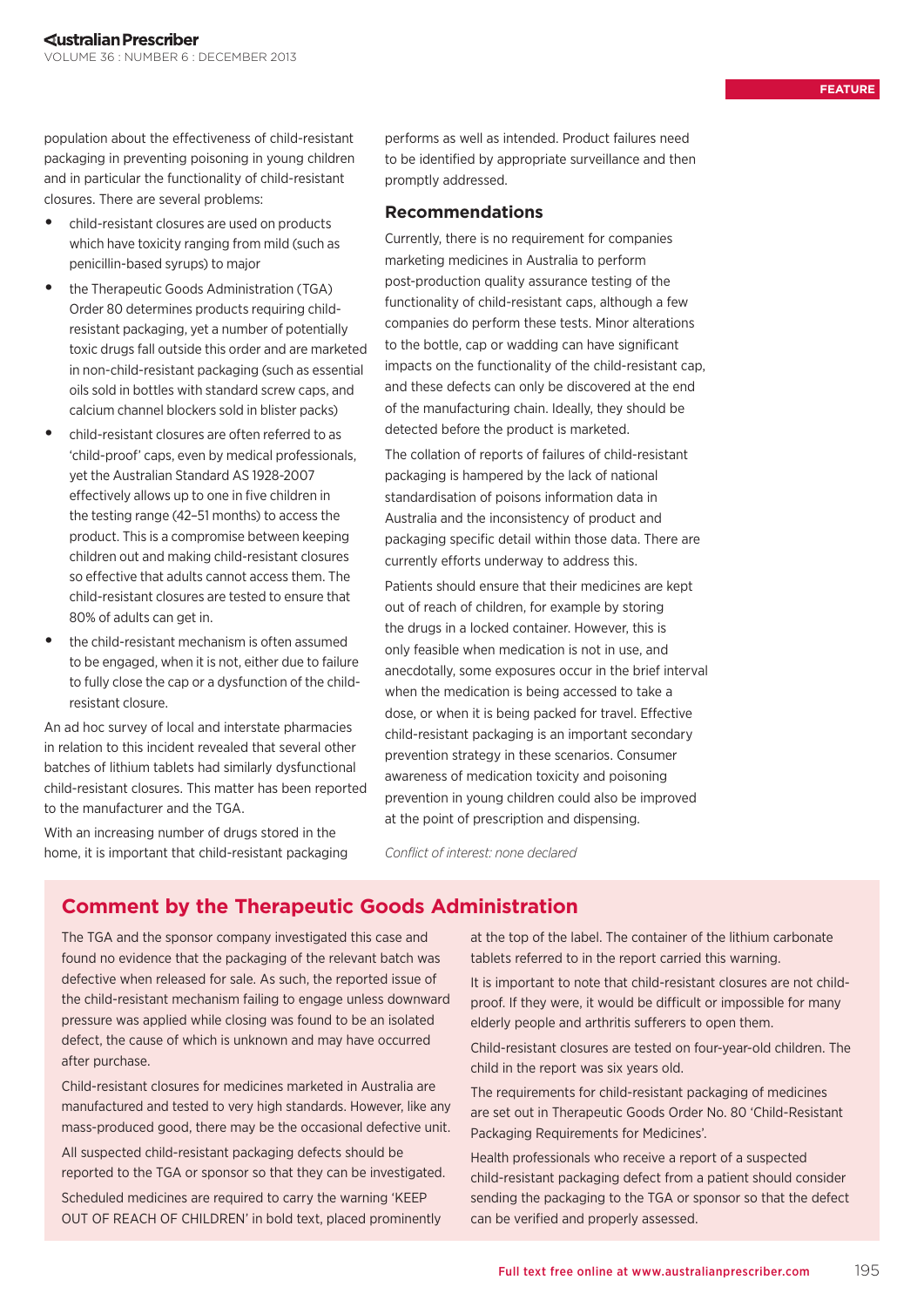population about the effectiveness of child-resistant packaging in preventing poisoning in young children and in particular the functionality of child-resistant closures. There are several problems:

- child-resistant closures are used on products which have toxicity ranging from mild (such as penicillin-based syrups) to major
- the Therapeutic Goods Administration (TGA) Order 80 determines products requiring child-resistant packaging, yet a number of potentially toxic drugs fall outside this order and are marketed in non-child-resistant packaging (such as essential oils sold in bottles with standard screw caps, and calcium channel blockers sold in blister packs)
- child-resistant closures are often referred to as 'child-proof' caps, even by medical professionals, yet the Australian Standard AS 1928-2007 effectively allows up to one in five children in the testing range (42–51 months) to access the product. This is a compromise between keeping children out and making child-resistant closures so effective that adults cannot access them. The child-resistant closures are tested to ensure that 80% of adults can get in.
- the child-resistant mechanism is often assumed to be engaged, when it is not, either due to failure to fully close the cap or a dysfunction of the child-resistant closure.

An ad hoc survey of local and interstate pharmacies in relation to this incident revealed that several other batches of lithium tablets had similarly dysfunctional child-resistant closures. This matter has been reported to the manufacturer and the TGA.

With an increasing number of drugs stored in the home, it is important that child-resistant packaging performs as well as intended. Product failures need to be identified by appropriate surveillance and then promptly addressed.

## Recommendations

Currently, there is no requirement for companies marketing medicines in Australia to perform post-production quality assurance testing of the functionality of child-resistant caps, although a few companies do perform these tests. Minor alterations to the bottle, cap or wadding can have significant impacts on the functionality of the child-resistant cap, and these defects can only be discovered at the end of the manufacturing chain. Ideally, they should be detected before the product is marketed.

The collation of reports of failures of child-resistant packaging is hampered by the lack of national standardisation of poisons information data in Australia and the inconsistency of product and packaging specific detail within those data. There are currently efforts underway to address this.

Patients should ensure that their medicines are kept out of reach of children, for example by storing the drugs in a locked container. However, this is only feasible when medication is not in use, and anecdotally, some exposures occur in the brief interval when the medication is being accessed to take a dose, or when it is being packed for travel. Effective child-resistant packaging is an important secondary prevention strategy in these scenarios. Consumer awareness of medication toxicity and poisoning prevention in young children could also be improved at the point of prescription and dispensing.

*Conflict of interest: none declared*

## Comment by the Therapeutic Goods Administration

The TGA and the sponsor company investigated this case and found no evidence that the packaging of the relevant batch was defective when released for sale. As such, the reported issue of the child-resistant mechanism failing to engage unless downward pressure was applied while closing was found to be an isolated defect, the cause of which is unknown and may have occurred after purchase.

Child-resistant closures for medicines marketed in Australia are manufactured and tested to very high standards. However, like any mass-produced good, there may be the occasional defective unit.

All suspected child-resistant packaging defects should be reported to the TGA or sponsor so that they can be investigated.

Scheduled medicines are required to carry the warning 'KEEP OUT OF REACH OF CHILDREN' in bold text, placed prominently at the top of the label. The container of the lithium carbonate tablets referred to in the report carried this warning.

It is important to note that child-resistant closures are not child-proof. If they were, it would be difficult or impossible for many elderly people and arthritis sufferers to open them.

Child-resistant closures are tested on four-year-old children. The child in the report was six years old.

The requirements for child-resistant packaging of medicines are set out in Therapeutic Goods Order No. 80 'Child-Resistant Packaging Requirements for Medicines'.

Health professionals who receive a report of a suspected child-resistant packaging defect from a patient should consider sending the packaging to the TGA or sponsor so that the defect can be verified and properly assessed.